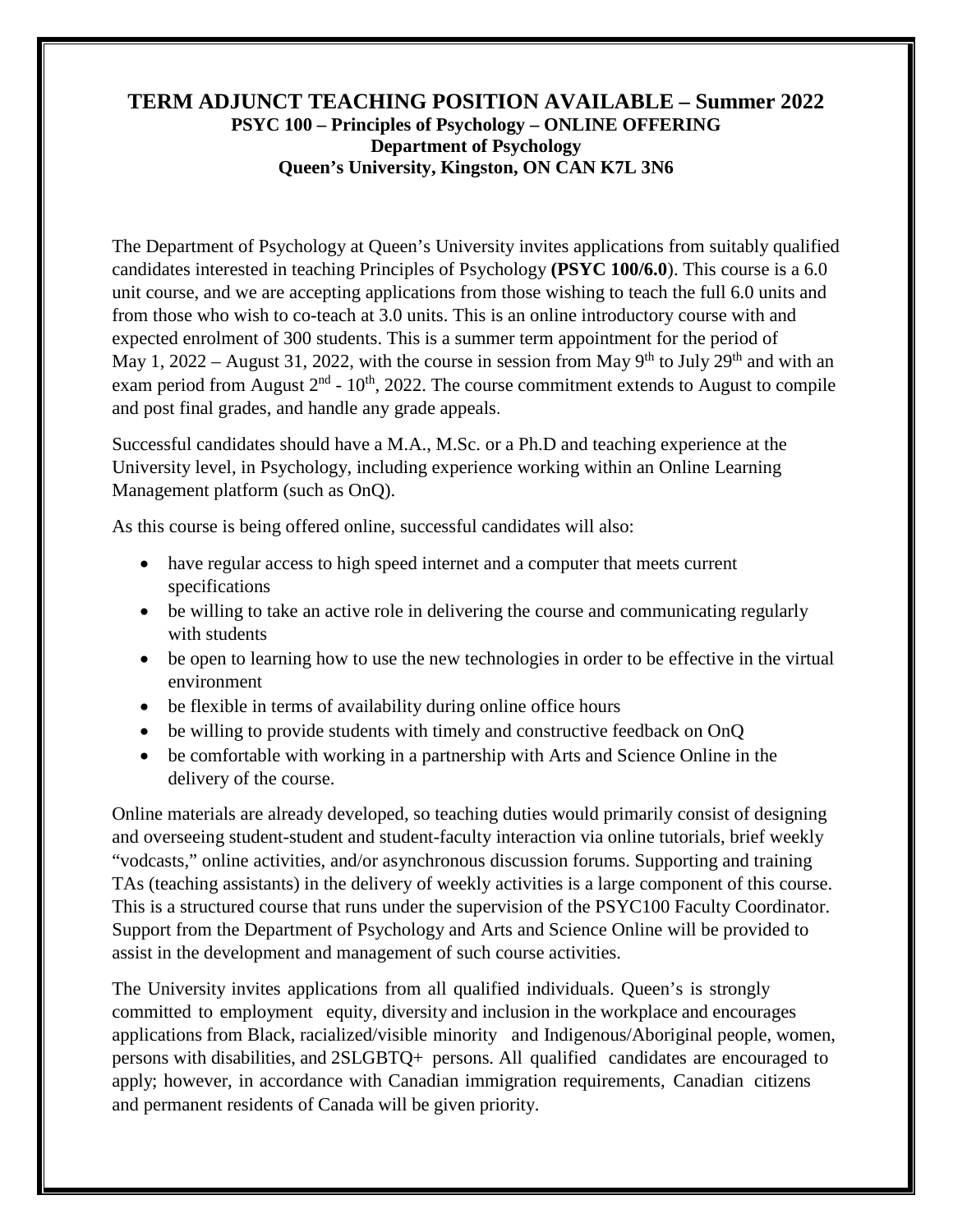# TERM ADJUNCT TEACHING POSITION AVAILABLE – Summer 2022

### PSYC 100 – Principles of Psychology – ONLINE OFFERING
### Department of Psychology
### Queen's University, Kingston, ON CAN K7L 3N6

The Department of Psychology at Queen's University invites applications from suitably qualified candidates interested in teaching Principles of Psychology **(PSYC 100/6.0**). This course is a 6.0 unit course, and we are accepting applications from those wishing to teach the full 6.0 units and from those who wish to co-teach at 3.0 units. This is an online introductory course with and expected enrolment of 300 students. This is a summer term appointment for the period of May 1, 2022 – August 31, 2022, with the course in session from May 9th to July 29th and with an exam period from August 2nd - 10th, 2022. The course commitment extends to August to compile and post final grades, and handle any grade appeals.

Successful candidates should have a M.A., M.Sc. or a Ph.D and teaching experience at the University level, in Psychology, including experience working within an Online Learning Management platform (such as OnQ).

As this course is being offered online, successful candidates will also:

- have regular access to high speed internet and a computer that meets current specifications
- be willing to take an active role in delivering the course and communicating regularly with students
- be open to learning how to use the new technologies in order to be effective in the virtual environment
- be flexible in terms of availability during online office hours
- be willing to provide students with timely and constructive feedback on OnQ
- be comfortable with working in a partnership with Arts and Science Online in the delivery of the course.

Online materials are already developed, so teaching duties would primarily consist of designing and overseeing student-student and student-faculty interaction via online tutorials, brief weekly "vodcasts," online activities, and/or asynchronous discussion forums. Supporting and training TAs (teaching assistants) in the delivery of weekly activities is a large component of this course. This is a structured course that runs under the supervision of the PSYC100 Faculty Coordinator. Support from the Department of Psychology and Arts and Science Online will be provided to assist in the development and management of such course activities.

The University invites applications from all qualified individuals. Queen's is strongly committed to employment equity, diversity and inclusion in the workplace and encourages applications from Black, racialized/visible minority and Indigenous/Aboriginal people, women, persons with disabilities, and 2SLGBTQ+ persons. All qualified candidates are encouraged to apply; however, in accordance with Canadian immigration requirements, Canadian citizens and permanent residents of Canada will be given priority.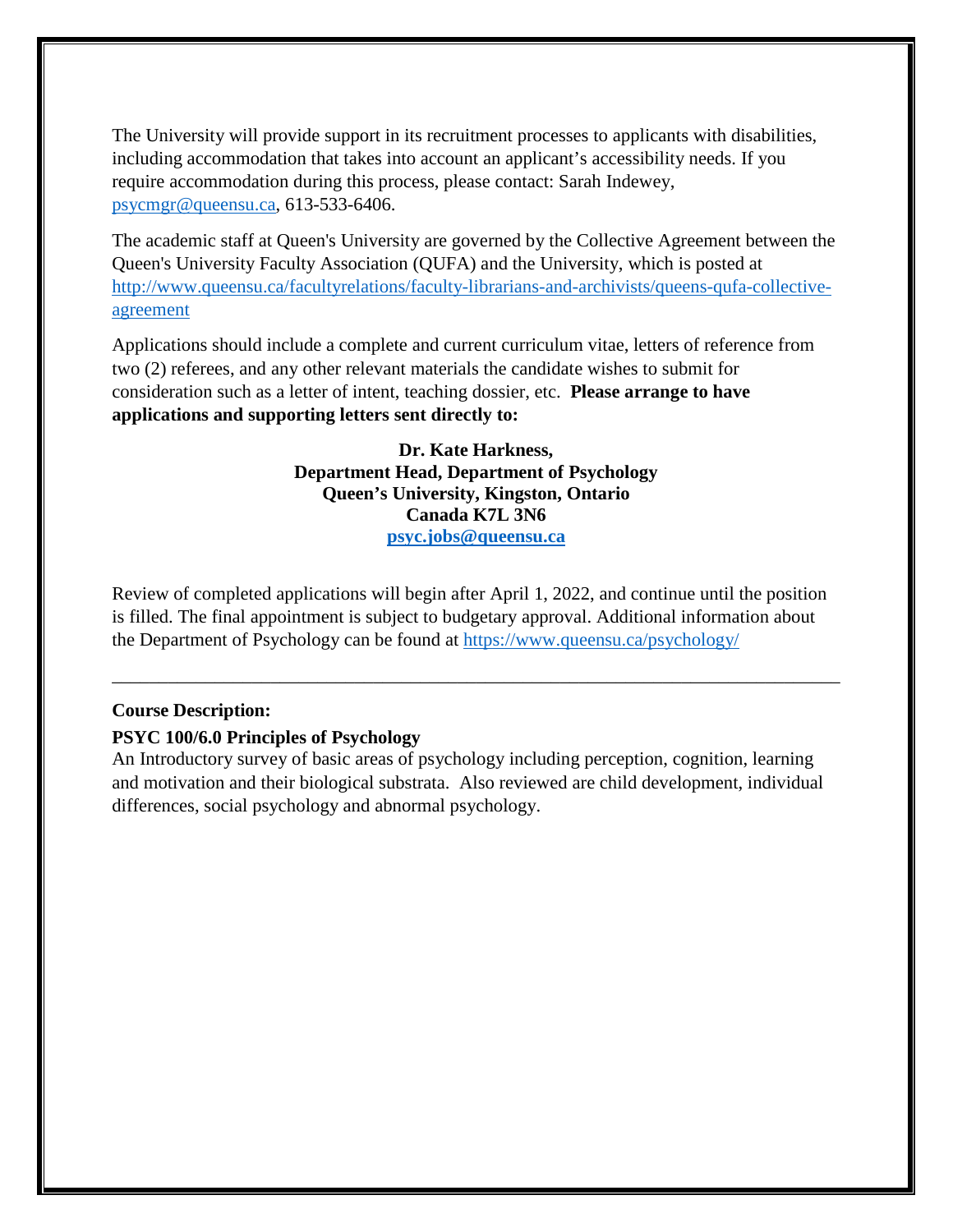The University will provide support in its recruitment processes to applicants with disabilities, including accommodation that takes into account an applicant's accessibility needs. If you require accommodation during this process, please contact: Sarah Indewey, [psycmgr@queensu.ca](mailto:psycmgr@queensu.ca), 613-533-6406.

The academic staff at Queen's University are governed by the Collective Agreement between the Queen's University Faculty Association (QUFA) and the University, which is posted at [http://www.queensu.ca/facultyrelations/faculty-librarians-and-archivists/queens-qufa-collective-agreement](http://www.queensu.ca/facultyrelations/faculty-librarians-and-archivists/queens-qufa-collective-agreement)

Applications should include a complete and current curriculum vitae, letters of reference from two (2) referees, and any other relevant materials the candidate wishes to submit for consideration such as a letter of intent, teaching dossier, etc. **Please arrange to have applications and supporting letters sent directly to:**

**Dr. Kate Harkness,**
**Department Head, Department of Psychology**
**Queen's University, Kingston, Ontario**
**Canada K7L 3N6**
**[psyc.jobs@queensu.ca](mailto:psyc.jobs@queensu.ca)**

Review of completed applications will begin after April 1, 2022, and continue until the position is filled. The final appointment is subject to budgetary approval. Additional information about the Department of Psychology can be found at [https://www.queensu.ca/psychology/](https://www.queensu.ca/psychology/)

---

**Course Description:**

**PSYC 100/6.0 Principles of Psychology**
An Introductory survey of basic areas of psychology including perception, cognition, learning and motivation and their biological substrata. Also reviewed are child development, individual differences, social psychology and abnormal psychology.